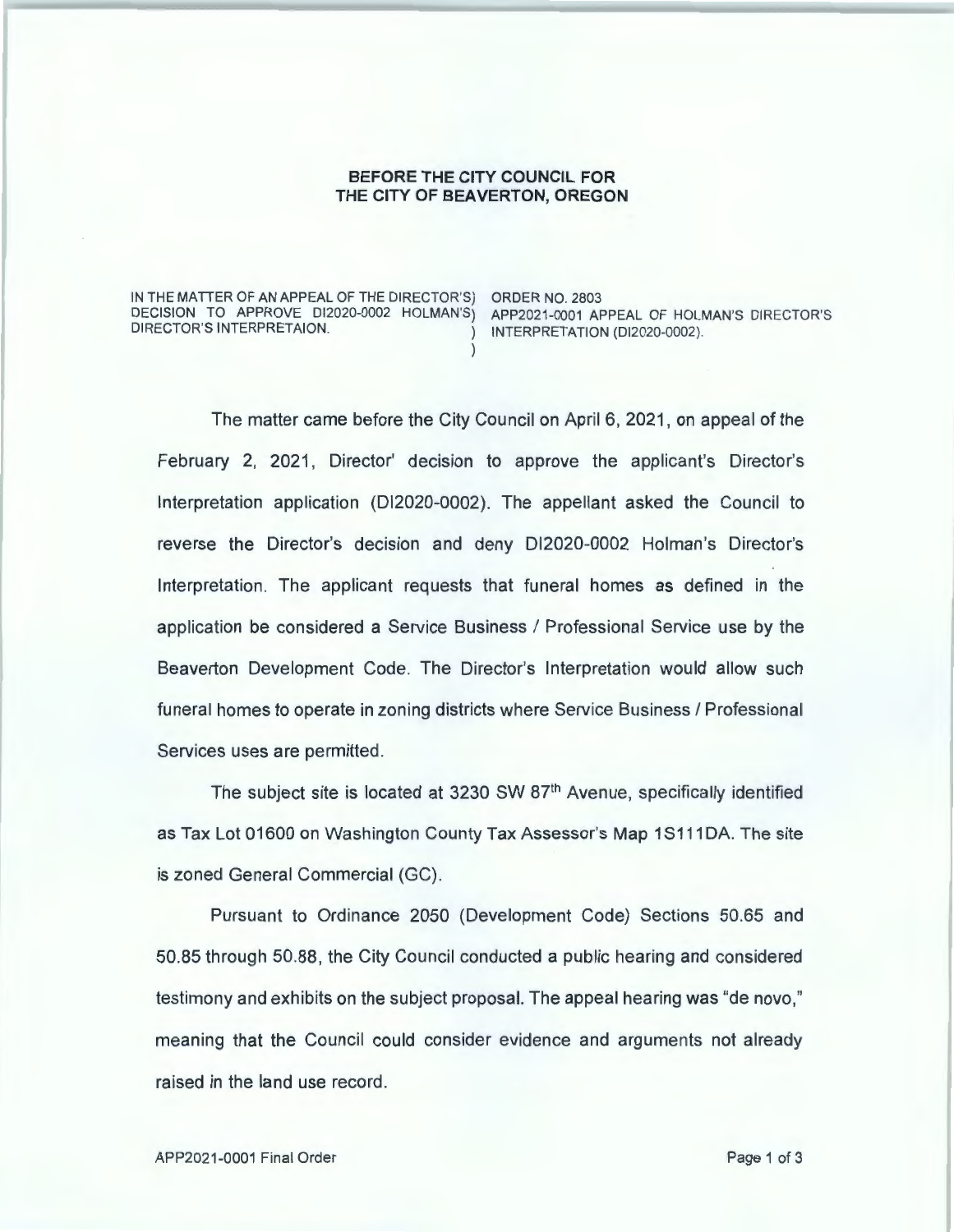# BEFORE THE CITY COUNCIL FOR THE CITY OF BEAVERTON, OREGON

| | |
|---|---|
| IN THE MATTER OF AN APPEAL OF THE DIRECTOR'S) DECISION TO APPROVE DI2020-0002 HOLMAN'S) DIRECTOR'S INTERPRETAION. ) ) | ORDER NO. 2803 APP2021-0001 APPEAL OF HOLMAN'S DIRECTOR'S INTERPRETATION (DI2020-0002). |

The matter came before the City Council on April 6, 2021, on appeal of the February 2, 2021, Director' decision to approve the applicant's Director's Interpretation application (DI2020-0002). The appellant asked the Council to reverse the Director's decision and deny DI2020-0002 Holman's Director's Interpretation. The applicant requests that funeral homes as defined in the application be considered a Service Business / Professional Service use by the Beaverton Development Code. The Director's Interpretation would allow such funeral homes to operate in zoning districts where Service Business / Professional Services uses are permitted.

The subject site is located at 3230 SW 87th Avenue, specifically identified as Tax Lot 01600 on Washington County Tax Assessor's Map 1S111DA. The site is zoned General Commercial (GC).

Pursuant to Ordinance 2050 (Development Code) Sections 50.65 and 50.85 through 50.88, the City Council conducted a public hearing and considered testimony and exhibits on the subject proposal. The appeal hearing was "de novo," meaning that the Council could consider evidence and arguments not already raised in the land use record.

APP2021-0001 Final Order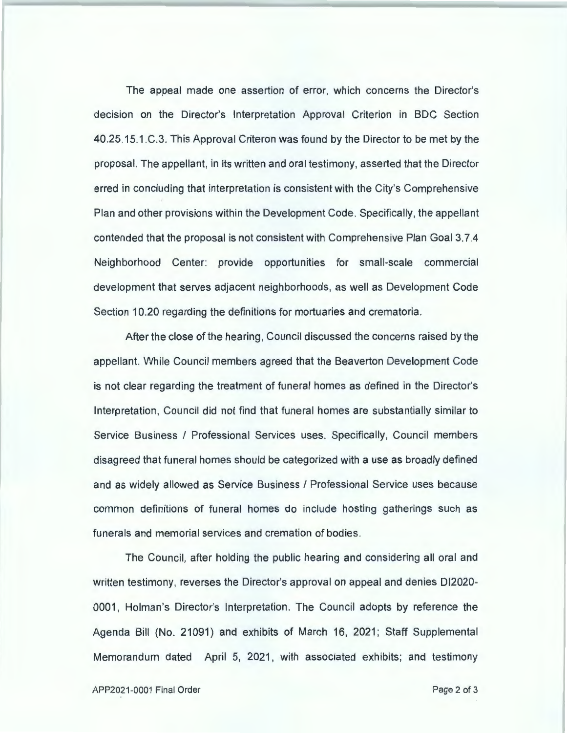The appeal made one assertion of error, which concerns the Director's decision on the Director's Interpretation Approval Criterion in BDC Section 40.25.15.1.C.3. This Approval Criteron was found by the Director to be met by the proposal. The appellant, in its written and oral testimony, asserted that the Director erred in concluding that interpretation is consistent with the City's Comprehensive Plan and other provisions within the Development Code. Specifically, the appellant contended that the proposal is not consistent with Comprehensive Plan Goal 3.7.4 Neighborhood Center: provide opportunities for small-scale commercial development that serves adjacent neighborhoods, as well as Development Code Section 10.20 regarding the definitions for mortuaries and crematoria.

After the close of the hearing, Council discussed the concerns raised by the appellant. While Council members agreed that the Beaverton Development Code is not clear regarding the treatment of funeral homes as defined in the Director's Interpretation, Council did not find that funeral homes are substantially similar to Service Business / Professional Services uses. Specifically, Council members disagreed that funeral homes should be categorized with a use as broadly defined and as widely allowed as Service Business / Professional Service uses because common definitions of funeral homes do include hosting gatherings such as funerals and memorial services and cremation of bodies.

The Council, after holding the public hearing and considering all oral and written testimony, reverses the Director's approval on appeal and denies DI2020-0001, Holman's Director's Interpretation. The Council adopts by reference the Agenda Bill (No. 21091) and exhibits of March 16, 2021; Staff Supplemental Memorandum dated April 5, 2021, with associated exhibits; and testimony

APP2021-0001 Final Order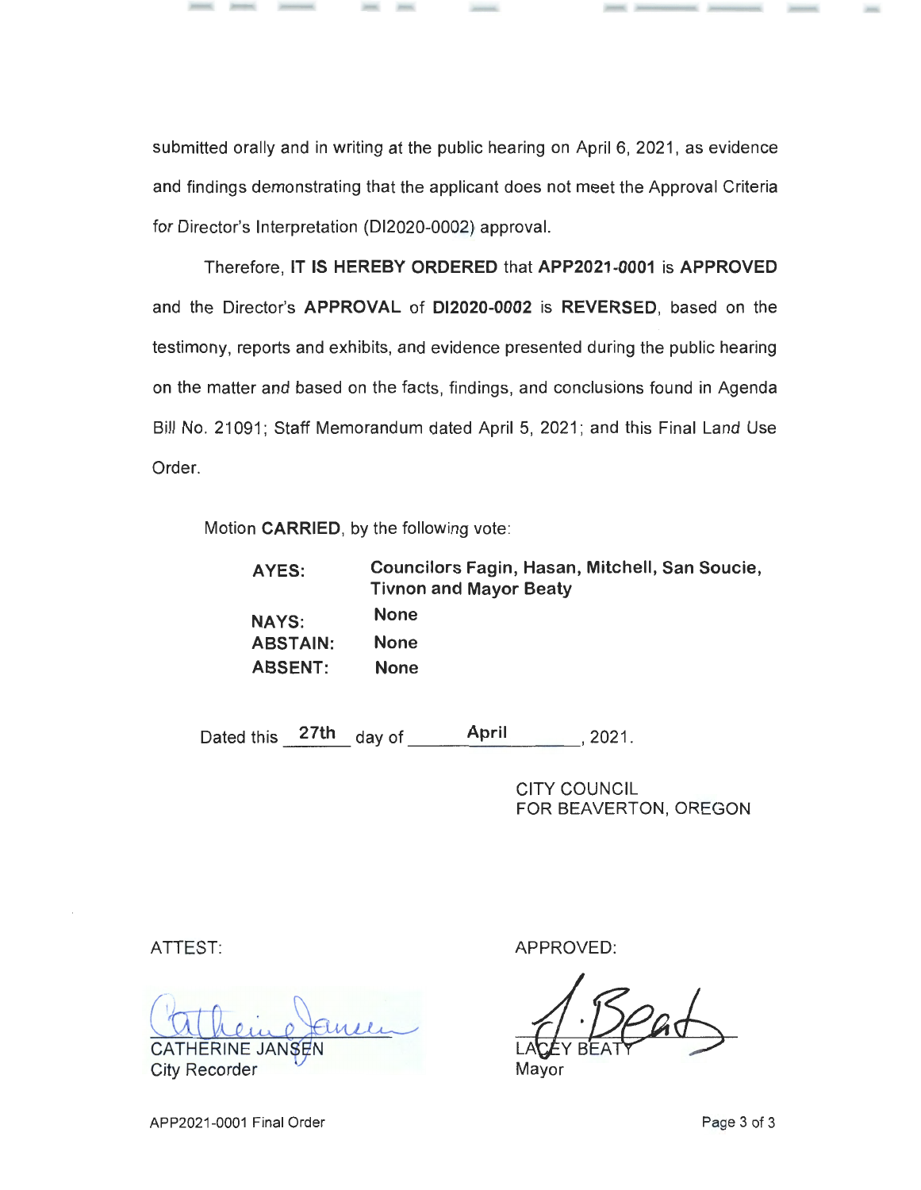submitted orally and in writing at the public hearing on April 6, 2021, as evidence and findings demonstrating that the applicant does not meet the Approval Criteria for Director's Interpretation (DI2020-0002) approval.

Therefore, **IT IS HEREBY ORDERED** that **APP2021-0001** is **APPROVED** and the Director's **APPROVAL** of **DI2020-0002** is **REVERSED**, based on the testimony, reports and exhibits, and evidence presented during the public hearing on the matter and based on the facts, findings, and conclusions found in Agenda Bill No. 21091; Staff Memorandum dated April 5, 2021; and this Final Land Use Order.

Motion **CARRIED**, by the following vote:

| | |
|---|---|
| **AYES:** | **Councilors Fagin, Hasan, Mitchell, San Soucie, Tivnon and Mayor Beaty** |
| **NAYS:** | **None** |
| **ABSTAIN:** | **None** |
| **ABSENT:** | **None** |

Dated this **27th** day of **April**, 2021.

CITY COUNCIL
FOR BEAVERTON, OREGON

ATTEST:

CATHERINE JANSEN
City Recorder

APPROVED:

LACEY BEATY
Mayor

APP2021-0001 Final Order